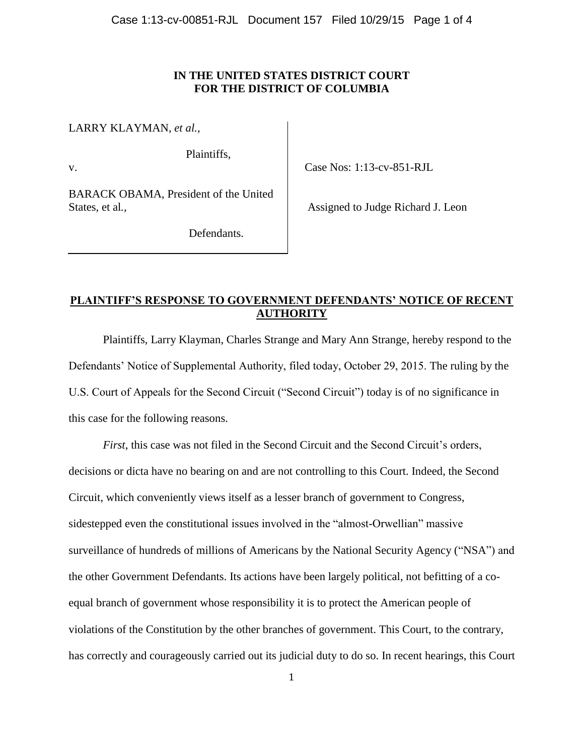**IN THE UNITED STATES DISTRICT COURT**
**FOR THE DISTRICT OF COLUMBIA**

LARRY KLAYMAN, *et al.*,

Plaintiffs,

v.

BARACK OBAMA, President of the United States, et al.,

Defendants.

Case Nos: 1:13-cv-851-RJL

Assigned to Judge Richard J. Leon

## PLAINTIFF'S RESPONSE TO GOVERNMENT DEFENDANTS' NOTICE OF RECENT AUTHORITY

Plaintiffs, Larry Klayman, Charles Strange and Mary Ann Strange, hereby respond to the Defendants' Notice of Supplemental Authority, filed today, October 29, 2015. The ruling by the U.S. Court of Appeals for the Second Circuit ("Second Circuit") today is of no significance in this case for the following reasons.

*First*, this case was not filed in the Second Circuit and the Second Circuit's orders, decisions or dicta have no bearing on and are not controlling to this Court. Indeed, the Second Circuit, which conveniently views itself as a lesser branch of government to Congress, sidestepped even the constitutional issues involved in the "almost-Orwellian" massive surveillance of hundreds of millions of Americans by the National Security Agency ("NSA") and the other Government Defendants. Its actions have been largely political, not befitting of a co-equal branch of government whose responsibility it is to protect the American people of violations of the Constitution by the other branches of government. This Court, to the contrary, has correctly and courageously carried out its judicial duty to do so. In recent hearings, this Court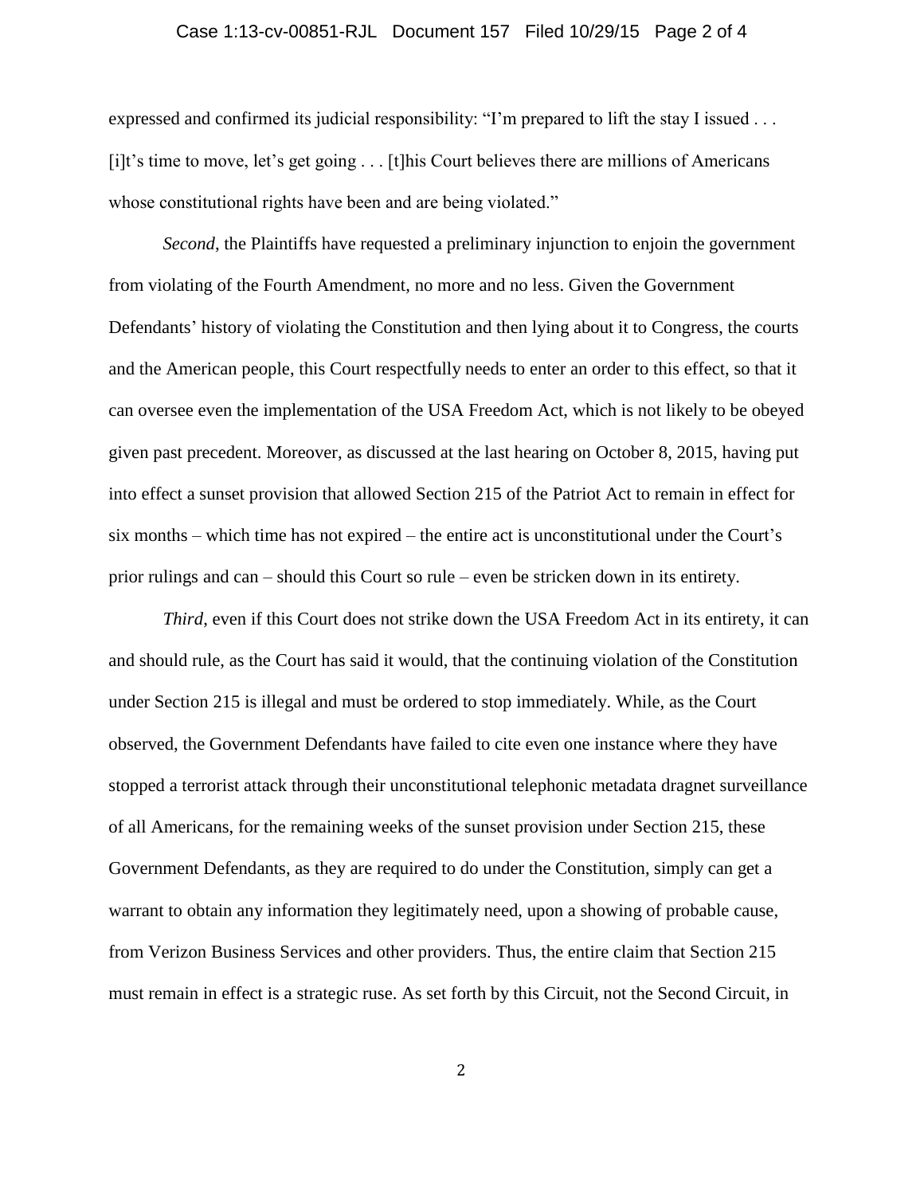expressed and confirmed its judicial responsibility: "I'm prepared to lift the stay I issued . . . [i]t's time to move, let's get going . . . [t]his Court believes there are millions of Americans whose constitutional rights have been and are being violated."

*Second*, the Plaintiffs have requested a preliminary injunction to enjoin the government from violating of the Fourth Amendment, no more and no less. Given the Government Defendants' history of violating the Constitution and then lying about it to Congress, the courts and the American people, this Court respectfully needs to enter an order to this effect, so that it can oversee even the implementation of the USA Freedom Act, which is not likely to be obeyed given past precedent. Moreover, as discussed at the last hearing on October 8, 2015, having put into effect a sunset provision that allowed Section 215 of the Patriot Act to remain in effect for six months – which time has not expired – the entire act is unconstitutional under the Court's prior rulings and can – should this Court so rule – even be stricken down in its entirety.

*Third*, even if this Court does not strike down the USA Freedom Act in its entirety, it can and should rule, as the Court has said it would, that the continuing violation of the Constitution under Section 215 is illegal and must be ordered to stop immediately. While, as the Court observed, the Government Defendants have failed to cite even one instance where they have stopped a terrorist attack through their unconstitutional telephonic metadata dragnet surveillance of all Americans, for the remaining weeks of the sunset provision under Section 215, these Government Defendants, as they are required to do under the Constitution, simply can get a warrant to obtain any information they legitimately need, upon a showing of probable cause, from Verizon Business Services and other providers. Thus, the entire claim that Section 215 must remain in effect is a strategic ruse. As set forth by this Circuit, not the Second Circuit, in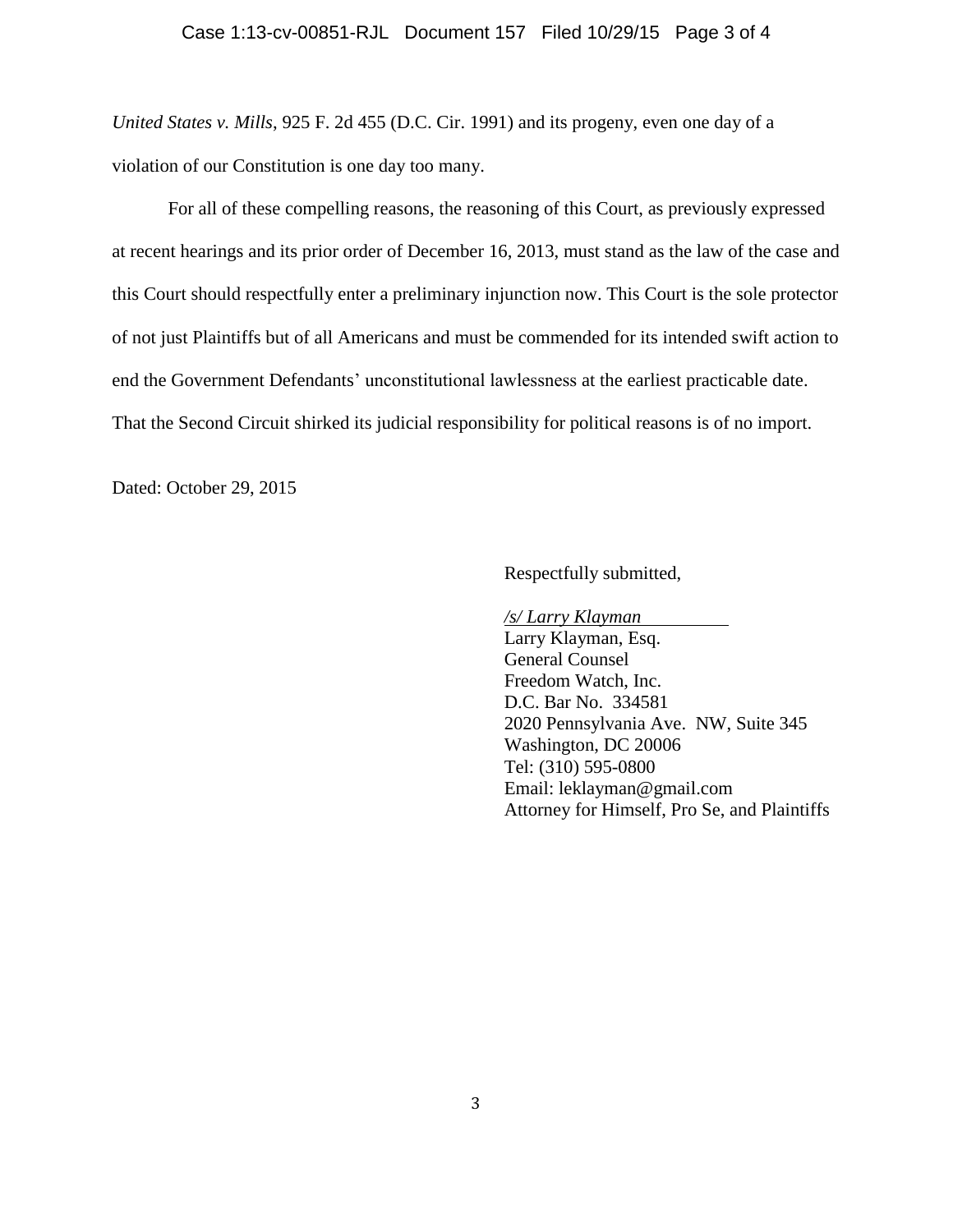*United States v. Mills*, 925 F. 2d 455 (D.C. Cir. 1991) and its progeny, even one day of a violation of our Constitution is one day too many.

For all of these compelling reasons, the reasoning of this Court, as previously expressed at recent hearings and its prior order of December 16, 2013, must stand as the law of the case and this Court should respectfully enter a preliminary injunction now. This Court is the sole protector of not just Plaintiffs but of all Americans and must be commended for its intended swift action to end the Government Defendants' unconstitutional lawlessness at the earliest practicable date. That the Second Circuit shirked its judicial responsibility for political reasons is of no import.

Dated: October 29, 2015

Respectfully submitted,

*/s/ Larry Klayman*
Larry Klayman, Esq.
General Counsel
Freedom Watch, Inc.
D.C. Bar No. 334581
2020 Pennsylvania Ave. NW, Suite 345
Washington, DC 20006
Tel: (310) 595-0800
Email: leklayman@gmail.com
Attorney for Himself, Pro Se, and Plaintiffs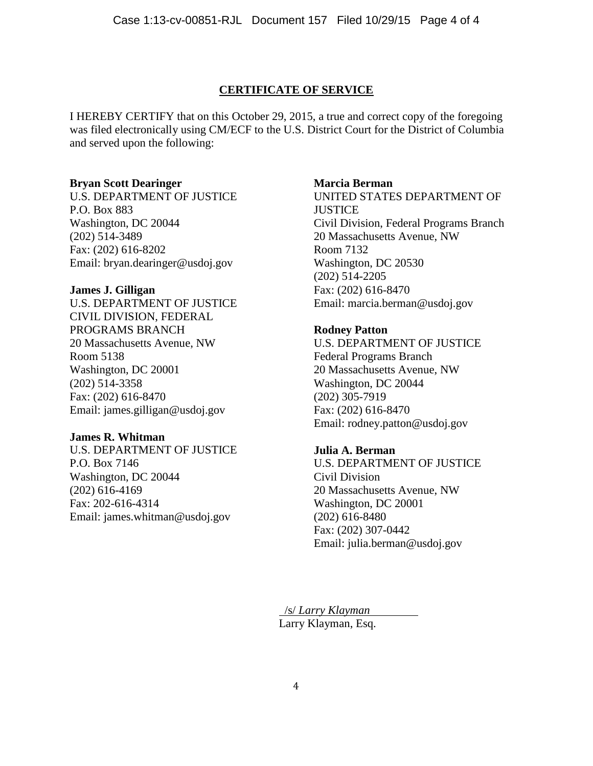## **CERTIFICATE OF SERVICE**

I HEREBY CERTIFY that on this October 29, 2015, a true and correct copy of the foregoing was filed electronically using CM/ECF to the U.S. District Court for the District of Columbia and served upon the following:

**Bryan Scott Dearinger**
U.S. DEPARTMENT OF JUSTICE
P.O. Box 883
Washington, DC 20044
(202) 514-3489
Fax: (202) 616-8202
Email: bryan.dearinger@usdoj.gov

**James J. Gilligan**
U.S. DEPARTMENT OF JUSTICE
CIVIL DIVISION, FEDERAL PROGRAMS BRANCH
20 Massachusetts Avenue, NW
Room 5138
Washington, DC 20001
(202) 514-3358
Fax: (202) 616-8470
Email: james.gilligan@usdoj.gov

**James R. Whitman**
U.S. DEPARTMENT OF JUSTICE
P.O. Box 7146
Washington, DC 20044
(202) 616-4169
Fax: 202-616-4314
Email: james.whitman@usdoj.gov

**Marcia Berman**
UNITED STATES DEPARTMENT OF JUSTICE
Civil Division, Federal Programs Branch
20 Massachusetts Avenue, NW
Room 7132
Washington, DC 20530
(202) 514-2205
Fax: (202) 616-8470
Email: marcia.berman@usdoj.gov

**Rodney Patton**
U.S. DEPARTMENT OF JUSTICE
Federal Programs Branch
20 Massachusetts Avenue, NW
Washington, DC 20044
(202) 305-7919
Fax: (202) 616-8470
Email: rodney.patton@usdoj.gov

**Julia A. Berman**
U.S. DEPARTMENT OF JUSTICE
Civil Division
20 Massachusetts Avenue, NW
Washington, DC 20001
(202) 616-8480
Fax: (202) 307-0442
Email: julia.berman@usdoj.gov

/s/ *Larry Klayman*
Larry Klayman, Esq.